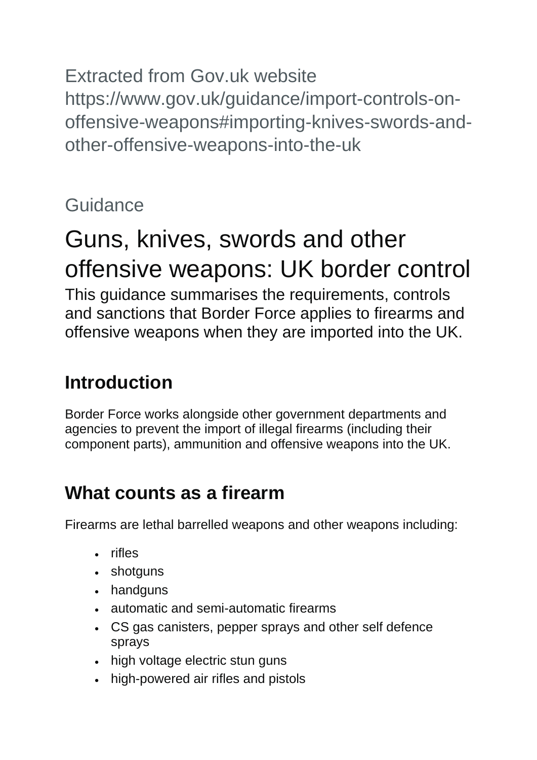Extracted from Gov.uk website https://www.gov.uk/guidance/import-controls-on-offensive-weapons#importing-knives-swords-and-other-offensive-weapons-into-the-uk

Guidance

# Guns, knives, swords and other offensive weapons: UK border control

This guidance summarises the requirements, controls and sanctions that Border Force applies to firearms and offensive weapons when they are imported into the UK.

## Introduction

Border Force works alongside other government departments and agencies to prevent the import of illegal firearms (including their component parts), ammunition and offensive weapons into the UK.

## What counts as a firearm

Firearms are lethal barrelled weapons and other weapons including:

- rifles
- shotguns
- handguns
- automatic and semi-automatic firearms
- CS gas canisters, pepper sprays and other self defence sprays
- high voltage electric stun guns
- high-powered air rifles and pistols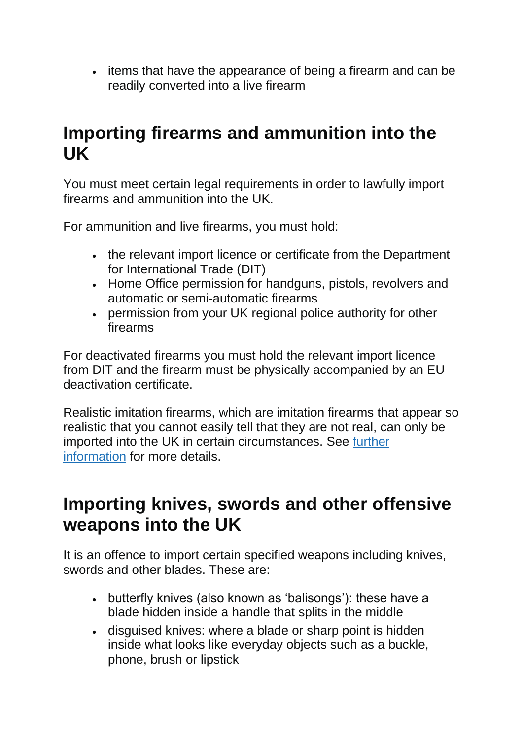- items that have the appearance of being a firearm and can be readily converted into a live firearm

## Importing firearms and ammunition into the UK

You must meet certain legal requirements in order to lawfully import firearms and ammunition into the UK.

For ammunition and live firearms, you must hold:

- the relevant import licence or certificate from the Department for International Trade (DIT)
- Home Office permission for handguns, pistols, revolvers and automatic or semi-automatic firearms
- permission from your UK regional police authority for other firearms

For deactivated firearms you must hold the relevant import licence from DIT and the firearm must be physically accompanied by an EU deactivation certificate.

Realistic imitation firearms, which are imitation firearms that appear so realistic that you cannot easily tell that they are not real, can only be imported into the UK in certain circumstances. See [further information]() for more details.

## Importing knives, swords and other offensive weapons into the UK

It is an offence to import certain specified weapons including knives, swords and other blades. These are:

- butterfly knives (also known as 'balisongs'): these have a blade hidden inside a handle that splits in the middle
- disguised knives: where a blade or sharp point is hidden inside what looks like everyday objects such as a buckle, phone, brush or lipstick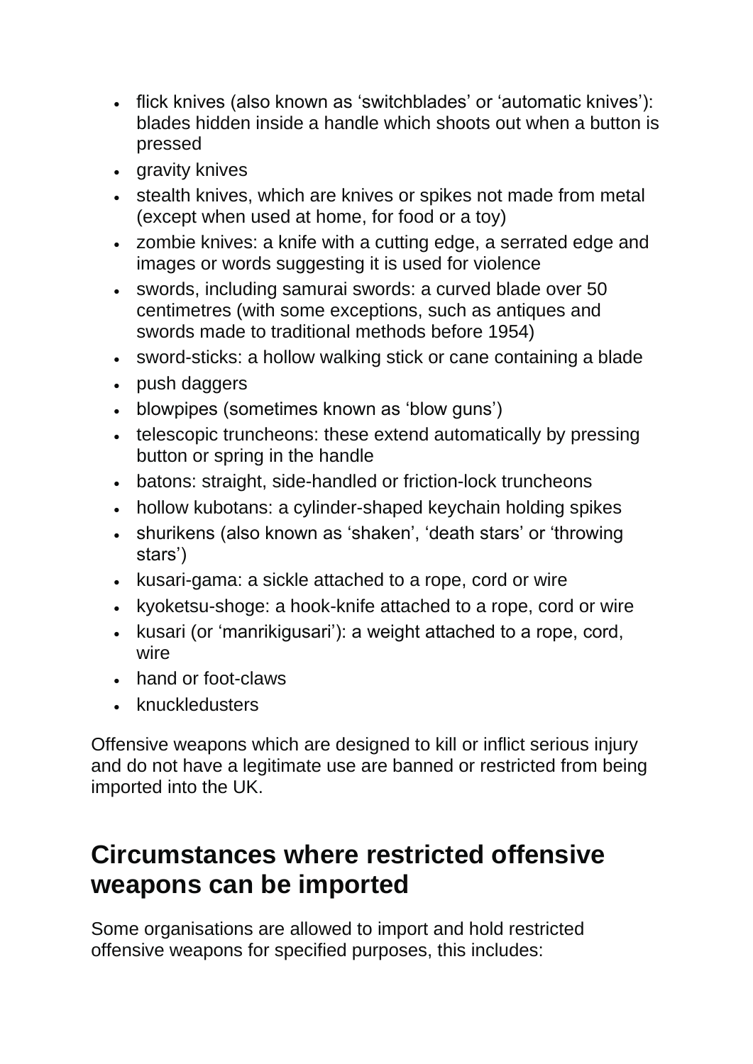- flick knives (also known as 'switchblades' or 'automatic knives'): blades hidden inside a handle which shoots out when a button is pressed
- gravity knives
- stealth knives, which are knives or spikes not made from metal (except when used at home, for food or a toy)
- zombie knives: a knife with a cutting edge, a serrated edge and images or words suggesting it is used for violence
- swords, including samurai swords: a curved blade over 50 centimetres (with some exceptions, such as antiques and swords made to traditional methods before 1954)
- sword-sticks: a hollow walking stick or cane containing a blade
- push daggers
- blowpipes (sometimes known as 'blow guns')
- telescopic truncheons: these extend automatically by pressing button or spring in the handle
- batons: straight, side-handled or friction-lock truncheons
- hollow kubotans: a cylinder-shaped keychain holding spikes
- shurikens (also known as 'shaken', 'death stars' or 'throwing stars')
- kusari-gama: a sickle attached to a rope, cord or wire
- kyoketsu-shoge: a hook-knife attached to a rope, cord or wire
- kusari (or 'manrikigusari'): a weight attached to a rope, cord, wire
- hand or foot-claws
- knuckledusters

Offensive weapons which are designed to kill or inflict serious injury and do not have a legitimate use are banned or restricted from being imported into the UK.

## Circumstances where restricted offensive weapons can be imported

Some organisations are allowed to import and hold restricted offensive weapons for specified purposes, this includes: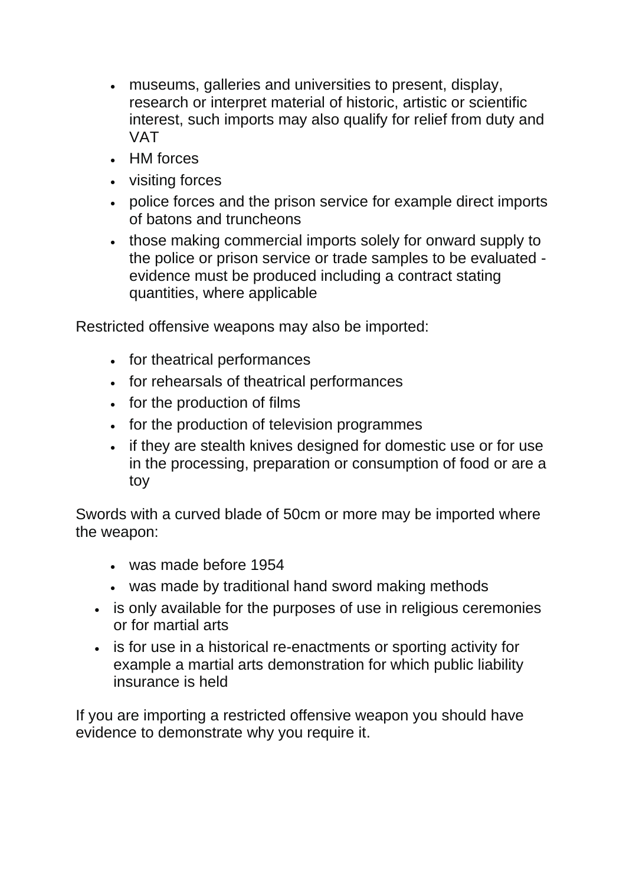- museums, galleries and universities to present, display, research or interpret material of historic, artistic or scientific interest, such imports may also qualify for relief from duty and VAT
- HM forces
- visiting forces
- police forces and the prison service for example direct imports of batons and truncheons
- those making commercial imports solely for onward supply to the police or prison service or trade samples to be evaluated - evidence must be produced including a contract stating quantities, where applicable

Restricted offensive weapons may also be imported:

- for theatrical performances
- for rehearsals of theatrical performances
- for the production of films
- for the production of television programmes
- if they are stealth knives designed for domestic use or for use in the processing, preparation or consumption of food or are a toy

Swords with a curved blade of 50cm or more may be imported where the weapon:

- was made before 1954
- was made by traditional hand sword making methods
- is only available for the purposes of use in religious ceremonies or for martial arts
- is for use in a historical re-enactments or sporting activity for example a martial arts demonstration for which public liability insurance is held

If you are importing a restricted offensive weapon you should have evidence to demonstrate why you require it.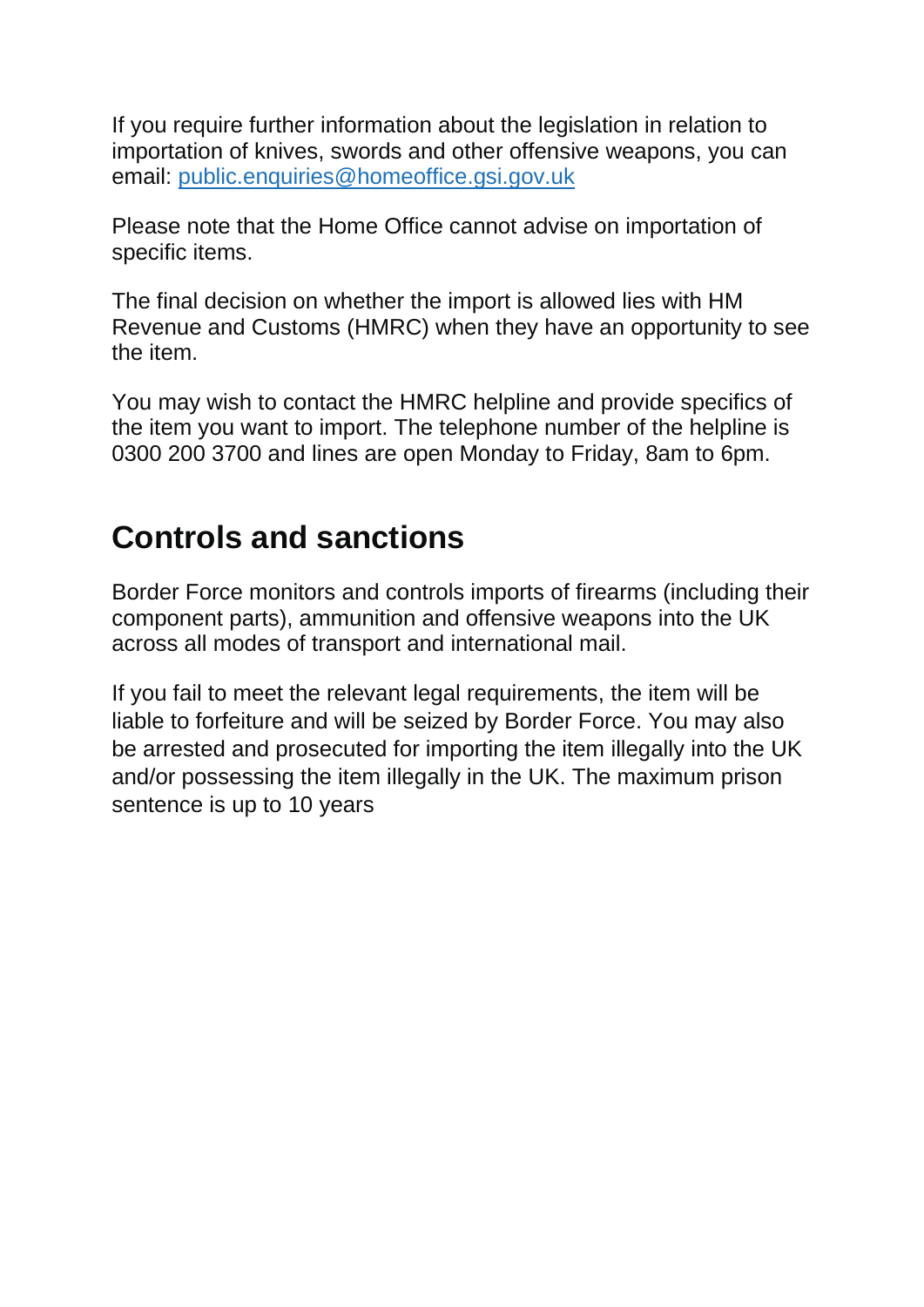If you require further information about the legislation in relation to importation of knives, swords and other offensive weapons, you can email: [public.enquiries@homeoffice.gsi.gov.uk](mailto:public.enquiries@homeoffice.gsi.gov.uk)

Please note that the Home Office cannot advise on importation of specific items.

The final decision on whether the import is allowed lies with HM Revenue and Customs (HMRC) when they have an opportunity to see the item.

You may wish to contact the HMRC helpline and provide specifics of the item you want to import. The telephone number of the helpline is 0300 200 3700 and lines are open Monday to Friday, 8am to 6pm.

## Controls and sanctions

Border Force monitors and controls imports of firearms (including their component parts), ammunition and offensive weapons into the UK across all modes of transport and international mail.

If you fail to meet the relevant legal requirements, the item will be liable to forfeiture and will be seized by Border Force. You may also be arrested and prosecuted for importing the item illegally into the UK and/or possessing the item illegally in the UK. The maximum prison sentence is up to 10 years